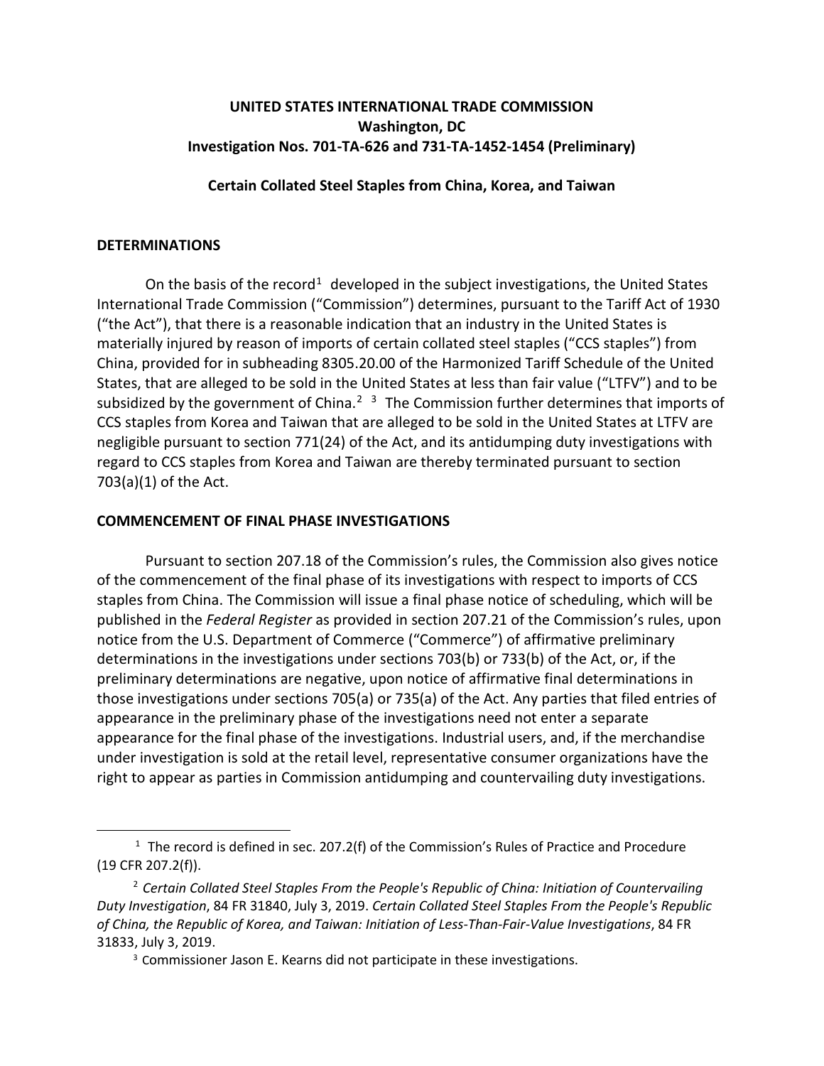**UNITED STATES INTERNATIONAL TRADE COMMISSION**
**Washington, DC**
**Investigation Nos. 701-TA-626 and 731-TA-1452-1454 (Preliminary)**

**Certain Collated Steel Staples from China, Korea, and Taiwan**

## DETERMINATIONS

On the basis of the record[1] developed in the subject investigations, the United States International Trade Commission ("Commission") determines, pursuant to the Tariff Act of 1930 ("the Act"), that there is a reasonable indication that an industry in the United States is materially injured by reason of imports of certain collated steel staples ("CCS staples") from China, provided for in subheading 8305.20.00 of the Harmonized Tariff Schedule of the United States, that are alleged to be sold in the United States at less than fair value ("LTFV") and to be subsidized by the government of China.[2] [3] The Commission further determines that imports of CCS staples from Korea and Taiwan that are alleged to be sold in the United States at LTFV are negligible pursuant to section 771(24) of the Act, and its antidumping duty investigations with regard to CCS staples from Korea and Taiwan are thereby terminated pursuant to section 703(a)(1) of the Act.

## COMMENCEMENT OF FINAL PHASE INVESTIGATIONS

Pursuant to section 207.18 of the Commission's rules, the Commission also gives notice of the commencement of the final phase of its investigations with respect to imports of CCS staples from China. The Commission will issue a final phase notice of scheduling, which will be published in the *Federal Register* as provided in section 207.21 of the Commission's rules, upon notice from the U.S. Department of Commerce ("Commerce") of affirmative preliminary determinations in the investigations under sections 703(b) or 733(b) of the Act, or, if the preliminary determinations are negative, upon notice of affirmative final determinations in those investigations under sections 705(a) or 735(a) of the Act. Any parties that filed entries of appearance in the preliminary phase of the investigations need not enter a separate appearance for the final phase of the investigations. Industrial users, and, if the merchandise under investigation is sold at the retail level, representative consumer organizations have the right to appear as parties in Commission antidumping and countervailing duty investigations.

---

[1] The record is defined in sec. 207.2(f) of the Commission's Rules of Practice and Procedure (19 CFR 207.2(f)).

[2] *Certain Collated Steel Staples From the People's Republic of China: Initiation of Countervailing Duty Investigation*, 84 FR 31840, July 3, 2019. *Certain Collated Steel Staples From the People's Republic of China, the Republic of Korea, and Taiwan: Initiation of Less-Than-Fair-Value Investigations*, 84 FR 31833, July 3, 2019.

[3] Commissioner Jason E. Kearns did not participate in these investigations.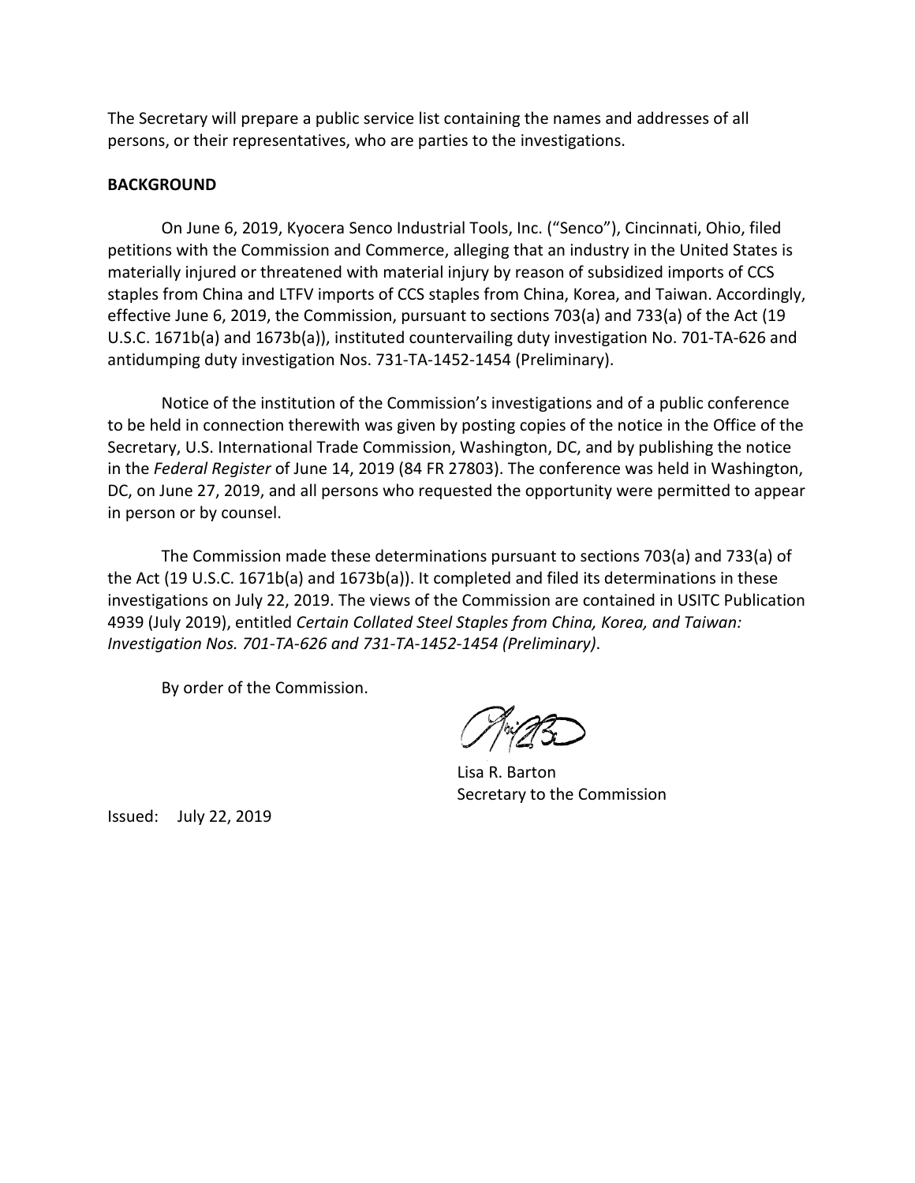The Secretary will prepare a public service list containing the names and addresses of all persons, or their representatives, who are parties to the investigations.

## BACKGROUND

On June 6, 2019, Kyocera Senco Industrial Tools, Inc. ("Senco"), Cincinnati, Ohio, filed petitions with the Commission and Commerce, alleging that an industry in the United States is materially injured or threatened with material injury by reason of subsidized imports of CCS staples from China and LTFV imports of CCS staples from China, Korea, and Taiwan. Accordingly, effective June 6, 2019, the Commission, pursuant to sections 703(a) and 733(a) of the Act (19 U.S.C. 1671b(a) and 1673b(a)), instituted countervailing duty investigation No. 701-TA-626 and antidumping duty investigation Nos. 731-TA-1452-1454 (Preliminary).

Notice of the institution of the Commission's investigations and of a public conference to be held in connection therewith was given by posting copies of the notice in the Office of the Secretary, U.S. International Trade Commission, Washington, DC, and by publishing the notice in the *Federal Register* of June 14, 2019 (84 FR 27803). The conference was held in Washington, DC, on June 27, 2019, and all persons who requested the opportunity were permitted to appear in person or by counsel.

The Commission made these determinations pursuant to sections 703(a) and 733(a) of the Act (19 U.S.C. 1671b(a) and 1673b(a)). It completed and filed its determinations in these investigations on July 22, 2019. The views of the Commission are contained in USITC Publication 4939 (July 2019), entitled *Certain Collated Steel Staples from China, Korea, and Taiwan: Investigation Nos. 701-TA-626 and 731-TA-1452-1454 (Preliminary)*.

By order of the Commission.

Lisa R. Barton
Secretary to the Commission

Issued: July 22, 2019